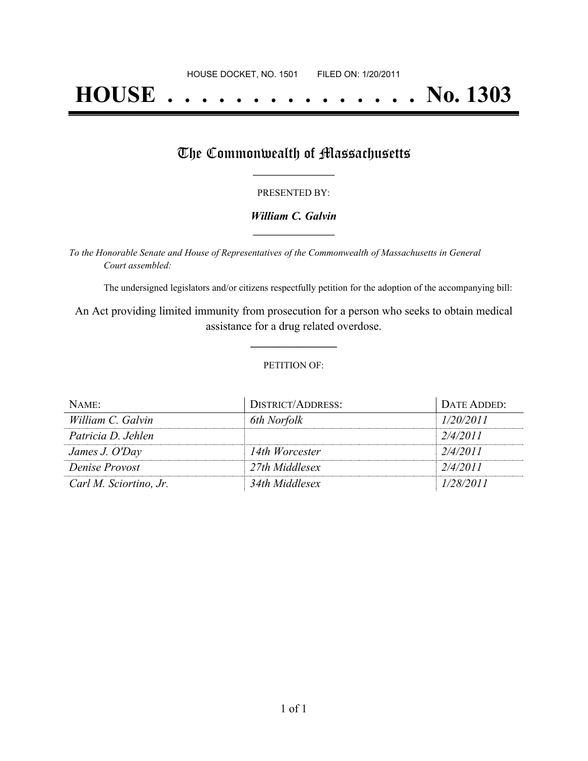HOUSE DOCKET, NO. 1501        FILED ON: 1/20/2011

# HOUSE . . . . . . . . . . . . . . . No. 1303

## The Commonwealth of Massachusetts

PRESENTED BY:

***William C. Galvin***

*To the Honorable Senate and House of Representatives of the Commonwealth of Massachusetts in General Court assembled:*

The undersigned legislators and/or citizens respectfully petition for the adoption of the accompanying bill:

An Act providing limited immunity from prosecution for a person who seeks to obtain medical assistance for a drug related overdose.

PETITION OF:

| NAME: | DISTRICT/ADDRESS: | DATE ADDED: |
| --- | --- | --- |
| *William C. Galvin* | *6th Norfolk* | *1/20/2011* |
| *Patricia D. Jehlen* | | *2/4/2011* |
| *James J. O'Day* | *14th Worcester* | *2/4/2011* |
| *Denise Provost* | *27th Middlesex* | *2/4/2011* |
| *Carl M. Sciortino, Jr.* | *34th Middlesex* | *1/28/2011* |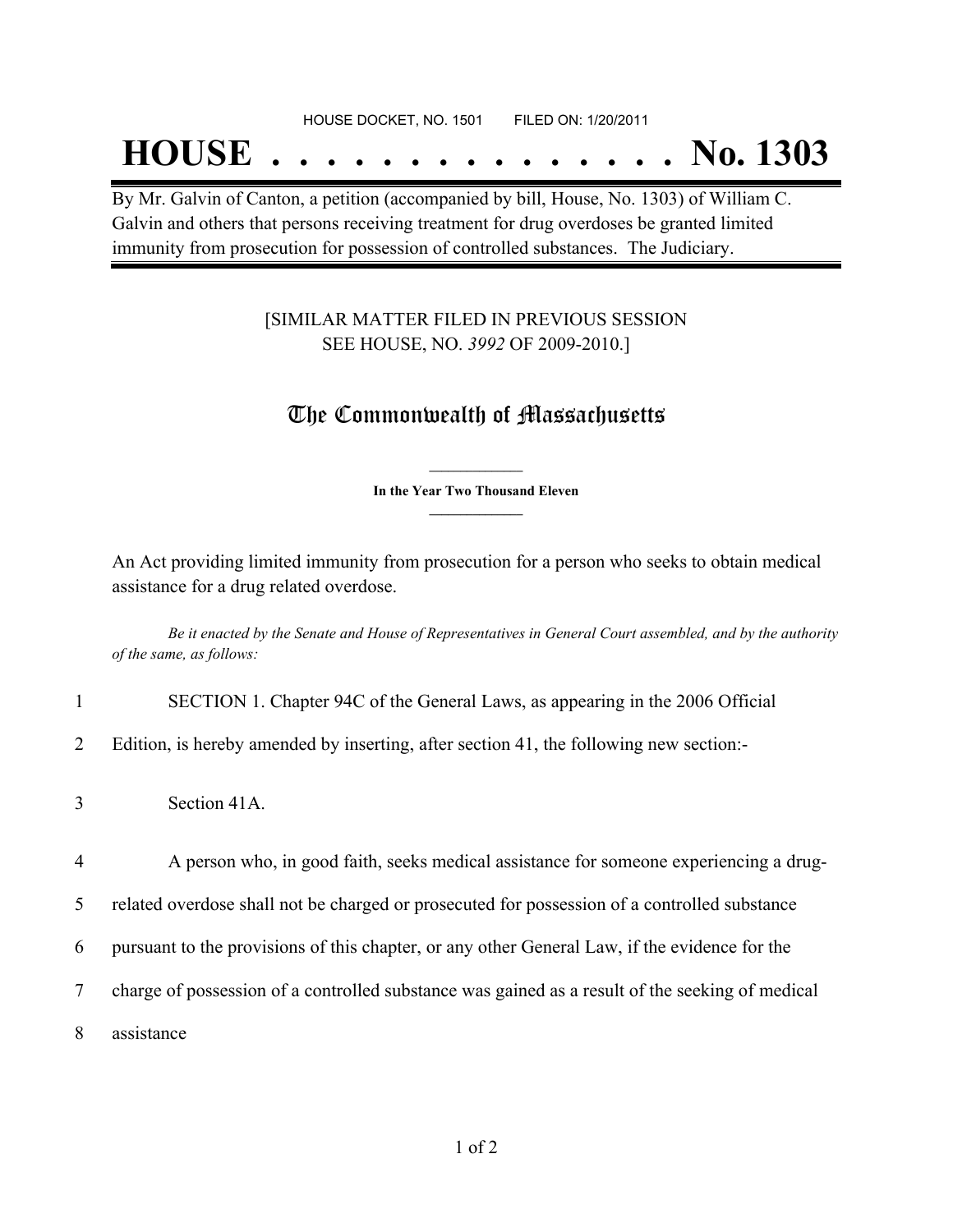HOUSE DOCKET, NO. 1501 FILED ON: 1/20/2011

# HOUSE . . . . . . . . . . . . . . . No. 1303

By Mr. Galvin of Canton, a petition (accompanied by bill, House, No. 1303) of William C. Galvin and others that persons receiving treatment for drug overdoses be granted limited immunity from prosecution for possession of controlled substances. The Judiciary.

[SIMILAR MATTER FILED IN PREVIOUS SESSION SEE HOUSE, NO. *3992* OF 2009-2010.]

## The Commonwealth of Massachusetts

**In the Year Two Thousand Eleven**

An Act providing limited immunity from prosecution for a person who seeks to obtain medical assistance for a drug related overdose.

*Be it enacted by the Senate and House of Representatives in General Court assembled, and by the authority of the same, as follows:*

1 SECTION 1. Chapter 94C of the General Laws, as appearing in the 2006 Official
2 Edition, is hereby amended by inserting, after section 41, the following new section:-

3 Section 41A.

4 A person who, in good faith, seeks medical assistance for someone experiencing a drug-
5 related overdose shall not be charged or prosecuted for possession of a controlled substance
6 pursuant to the provisions of this chapter, or any other General Law, if the evidence for the
7 charge of possession of a controlled substance was gained as a result of the seeking of medical
8 assistance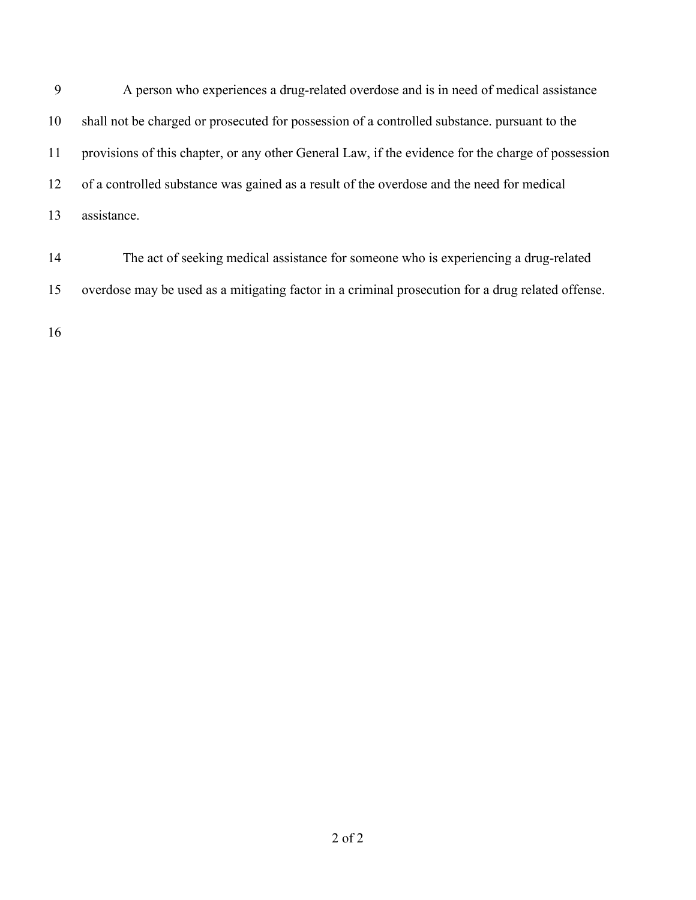A person who experiences a drug-related overdose and is in need of medical assistance shall not be charged or prosecuted for possession of a controlled substance. pursuant to the provisions of this chapter, or any other General Law, if the evidence for the charge of possession of a controlled substance was gained as a result of the overdose and the need for medical assistance.

The act of seeking medical assistance for someone who is experiencing a drug-related overdose may be used as a mitigating factor in a criminal prosecution for a drug related offense.